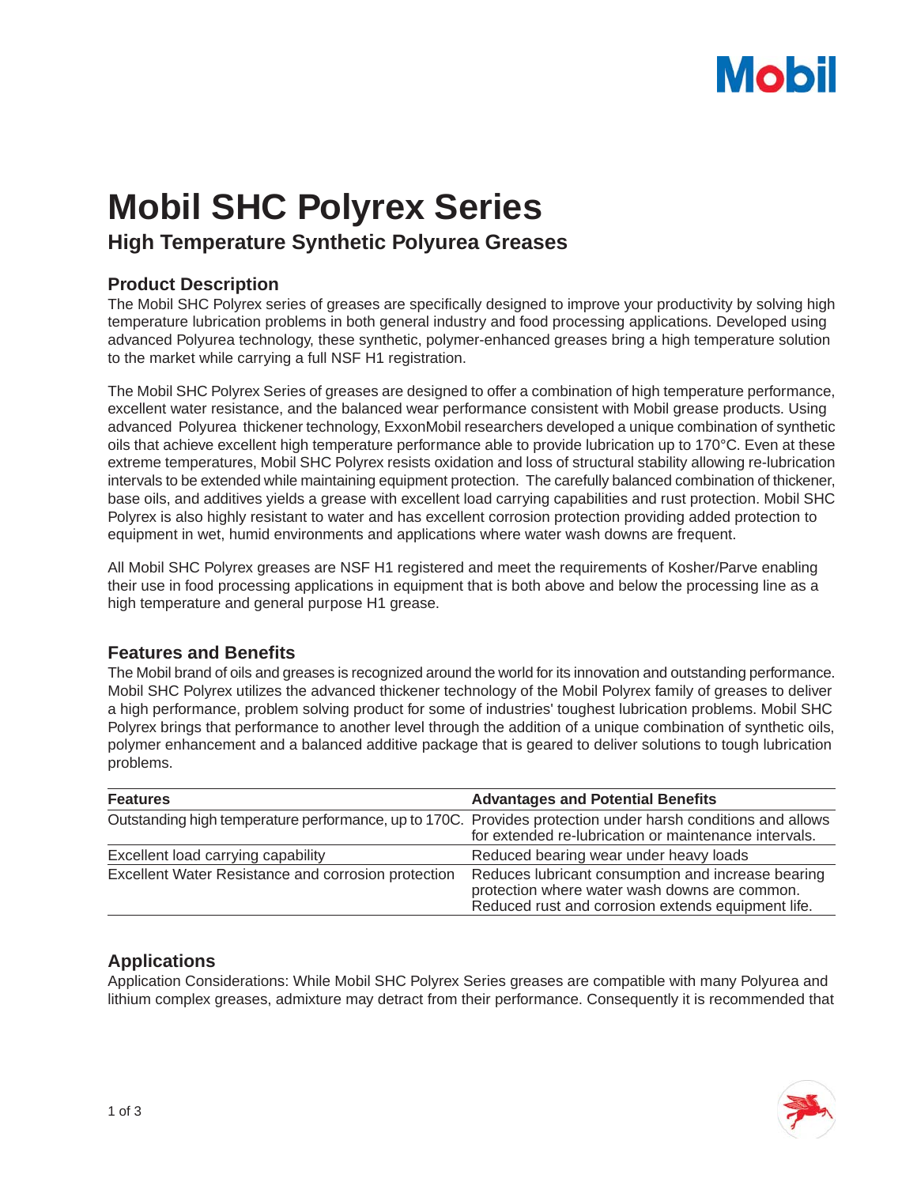# Mobil SHC Polyrex Series

## High Temperature Synthetic Polyurea Greases

### Product Description

The Mobil SHC Polyrex series of greases are specifically designed to improve your productivity by solving high temperature lubrication problems in both general industry and food processing applications. Developed using advanced Polyurea technology, these synthetic, polymer-enhanced greases bring a high temperature solution to the market while carrying a full NSF H1 registration.

The Mobil SHC Polyrex Series of greases are designed to offer a combination of high temperature performance, excellent water resistance, and the balanced wear performance consistent with Mobil grease products. Using advanced Polyurea thickener technology, ExxonMobil researchers developed a unique combination of synthetic oils that achieve excellent high temperature performance able to provide lubrication up to 170°C. Even at these extreme temperatures, Mobil SHC Polyrex resists oxidation and loss of structural stability allowing re-lubrication intervals to be extended while maintaining equipment protection. The carefully balanced combination of thickener, base oils, and additives yields a grease with excellent load carrying capabilities and rust protection. Mobil SHC Polyrex is also highly resistant to water and has excellent corrosion protection providing added protection to equipment in wet, humid environments and applications where water wash downs are frequent.

All Mobil SHC Polyrex greases are NSF H1 registered and meet the requirements of Kosher/Parve enabling their use in food processing applications in equipment that is both above and below the processing line as a high temperature and general purpose H1 grease.

### Features and Benefits

The Mobil brand of oils and greases is recognized around the world for its innovation and outstanding performance. Mobil SHC Polyrex utilizes the advanced thickener technology of the Mobil Polyrex family of greases to deliver a high performance, problem solving product for some of industries' toughest lubrication problems. Mobil SHC Polyrex brings that performance to another level through the addition of a unique combination of synthetic oils, polymer enhancement and a balanced additive package that is geared to deliver solutions to tough lubrication problems.

| Features | Advantages and Potential Benefits |
|---|---|
| Outstanding high temperature performance, up to 170C. | Provides protection under harsh conditions and allows for extended re-lubrication or maintenance intervals. |
| Excellent load carrying capability | Reduced bearing wear under heavy loads |
| Excellent Water Resistance and corrosion protection | Reduces lubricant consumption and increase bearing protection where water wash downs are common. Reduced rust and corrosion extends equipment life. |

### Applications

Application Considerations: While Mobil SHC Polyrex Series greases are compatible with many Polyurea and lithium complex greases, admixture may detract from their performance. Consequently it is recommended that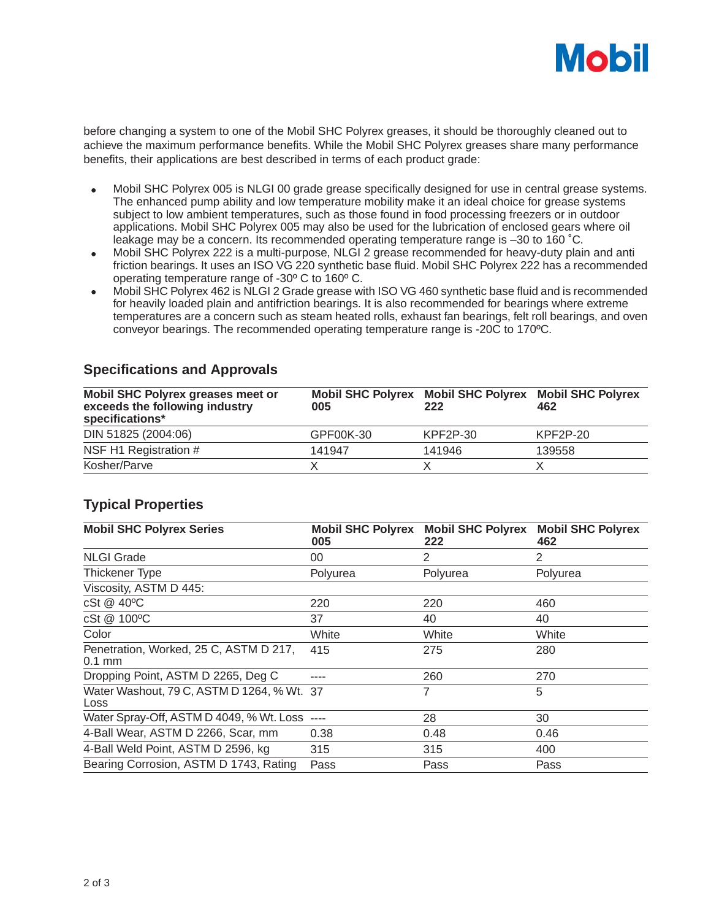before changing a system to one of the Mobil SHC Polyrex greases, it should be thoroughly cleaned out to achieve the maximum performance benefits. While the Mobil SHC Polyrex greases share many performance benefits, their applications are best described in terms of each product grade:

- Mobil SHC Polyrex 005 is NLGI 00 grade grease specifically designed for use in central grease systems. The enhanced pump ability and low temperature mobility make it an ideal choice for grease systems subject to low ambient temperatures, such as those found in food processing freezers or in outdoor applications. Mobil SHC Polyrex 005 may also be used for the lubrication of enclosed gears where oil leakage may be a concern. Its recommended operating temperature range is –30 to 160 ˚C.
- Mobil SHC Polyrex 222 is a multi-purpose, NLGI 2 grease recommended for heavy-duty plain and anti friction bearings. It uses an ISO VG 220 synthetic base fluid. Mobil SHC Polyrex 222 has a recommended operating temperature range of -30º C to 160º C.
- Mobil SHC Polyrex 462 is NLGI 2 Grade grease with ISO VG 460 synthetic base fluid and is recommended for heavily loaded plain and antifriction bearings. It is also recommended for bearings where extreme temperatures are a concern such as steam heated rolls, exhaust fan bearings, felt roll bearings, and oven conveyor bearings. The recommended operating temperature range is -20C to 170ºC.

## Specifications and Approvals

| **Mobil SHC Polyrex greases meet or exceeds the following industry specifications*** | **Mobil SHC Polyrex 005** | **Mobil SHC Polyrex 222** | **Mobil SHC Polyrex 462** |
|---|---|---|---|
| DIN 51825 (2004:06) | GPF00K-30 | KPF2P-30 | KPF2P-20 |
| NSF H1 Registration # | 141947 | 141946 | 139558 |
| Kosher/Parve | X | X | X |

## Typical Properties

| **Mobil SHC Polyrex Series** | **Mobil SHC Polyrex 005** | **Mobil SHC Polyrex 222** | **Mobil SHC Polyrex 462** |
|---|---|---|---|
| NLGI Grade | 00 | 2 | 2 |
| Thickener Type | Polyurea | Polyurea | Polyurea |
| Viscosity, ASTM D 445: | | | |
| cSt @ 40ºC | 220 | 220 | 460 |
| cSt @ 100ºC | 37 | 40 | 40 |
| Color | White | White | White |
| Penetration, Worked, 25 C, ASTM D 217, 0.1 mm | 415 | 275 | 280 |
| Dropping Point, ASTM D 2265, Deg C | ---- | 260 | 270 |
| Water Washout, 79 C, ASTM D 1264, % Wt. Loss | 37 | 7 | 5 |
| Water Spray-Off, ASTM D 4049, % Wt. Loss | ---- | 28 | 30 |
| 4-Ball Wear, ASTM D 2266, Scar, mm | 0.38 | 0.48 | 0.46 |
| 4-Ball Weld Point, ASTM D 2596, kg | 315 | 315 | 400 |
| Bearing Corrosion, ASTM D 1743, Rating | Pass | Pass | Pass |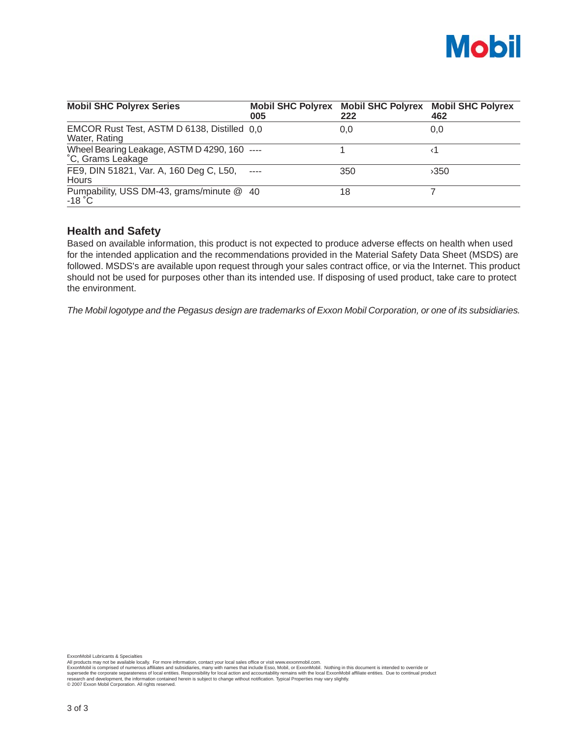| Mobil SHC Polyrex Series | Mobil SHC Polyrex 005 | Mobil SHC Polyrex 222 | Mobil SHC Polyrex 462 |
|---|---|---|---|
| EMCOR Rust Test, ASTM D 6138, Distilled Water, Rating | 0,0 | 0,0 | 0,0 |
| Wheel Bearing Leakage, ASTM D 4290, 160 ˚C, Grams Leakage | ---- | 1 | ‹1 |
| FE9, DIN 51821, Var. A, 160 Deg C, L50, Hours | ---- | 350 | ›350 |
| Pumpability, USS DM-43, grams/minute @ -18 ˚C | 40 | 18 | 7 |

## Health and Safety

Based on available information, this product is not expected to produce adverse effects on health when used for the intended application and the recommendations provided in the Material Safety Data Sheet (MSDS) are followed. MSDS's are available upon request through your sales contract office, or via the Internet. This product should not be used for purposes other than its intended use. If disposing of used product, take care to protect the environment.

*The Mobil logotype and the Pegasus design are trademarks of Exxon Mobil Corporation, or one of its subsidiaries.*

ExxonMobil Lubricants & Specialties
All products may not be available locally. For more information, contact your local sales office or visit www.exxonmobil.com.
ExxonMobil is comprised of numerous affiliates and subsidiaries, many with names that include Esso, Mobil, or ExxonMobil. Nothing in this document is intended to override or supersede the corporate separateness of local entities. Responsibility for local action and accountability remains with the local ExxonMobil affiliate entities. Due to continual product research and development, the information contained herein is subject to change without notification. Typical Properties may vary slightly.
© 2007 Exxon Mobil Corporation. All rights reserved.